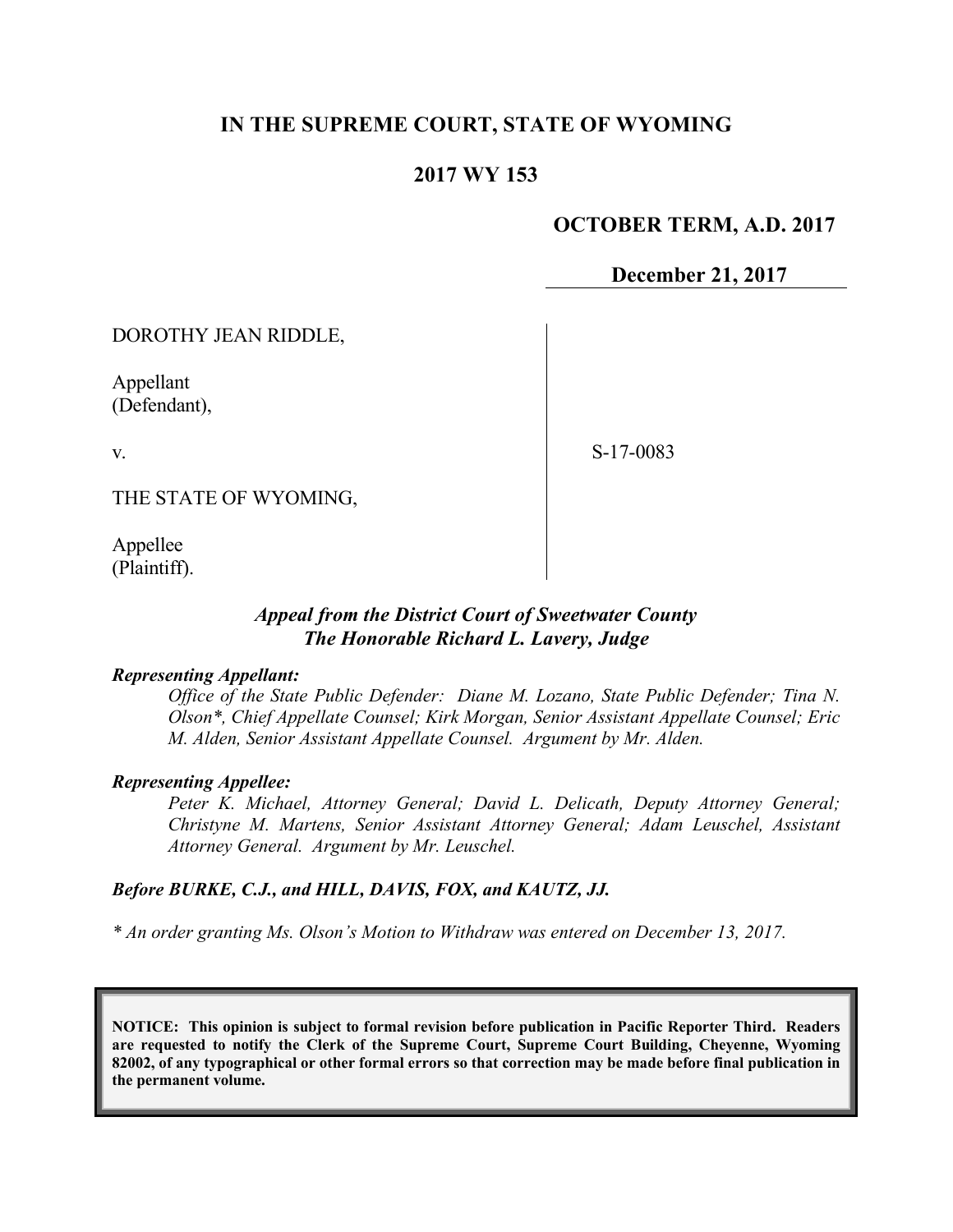# IN THE SUPREME COURT, STATE OF WYOMING

## 2017 WY 153

**OCTOBER TERM, A.D. 2017**

**December 21, 2017**

DOROTHY JEAN RIDDLE,

Appellant
(Defendant),

v.

THE STATE OF WYOMING,

Appellee
(Plaintiff).

S-17-0083

***Appeal from the District Court of Sweetwater County***
***The Honorable Richard L. Lavery, Judge***

***Representing Appellant:***

*Office of the State Public Defender: Diane M. Lozano, State Public Defender; Tina N. Olson\*, Chief Appellate Counsel; Kirk Morgan, Senior Assistant Appellate Counsel; Eric M. Alden, Senior Assistant Appellate Counsel. Argument by Mr. Alden.*

***Representing Appellee:***

*Peter K. Michael, Attorney General; David L. Delicath, Deputy Attorney General; Christyne M. Martens, Senior Assistant Attorney General; Adam Leuschel, Assistant Attorney General. Argument by Mr. Leuschel.*

***Before BURKE, C.J., and HILL, DAVIS, FOX, and KAUTZ, JJ.***

*\* An order granting Ms. Olson's Motion to Withdraw was entered on December 13, 2017.*

**NOTICE: This opinion is subject to formal revision before publication in Pacific Reporter Third. Readers are requested to notify the Clerk of the Supreme Court, Supreme Court Building, Cheyenne, Wyoming 82002, of any typographical or other formal errors so that correction may be made before final publication in the permanent volume.**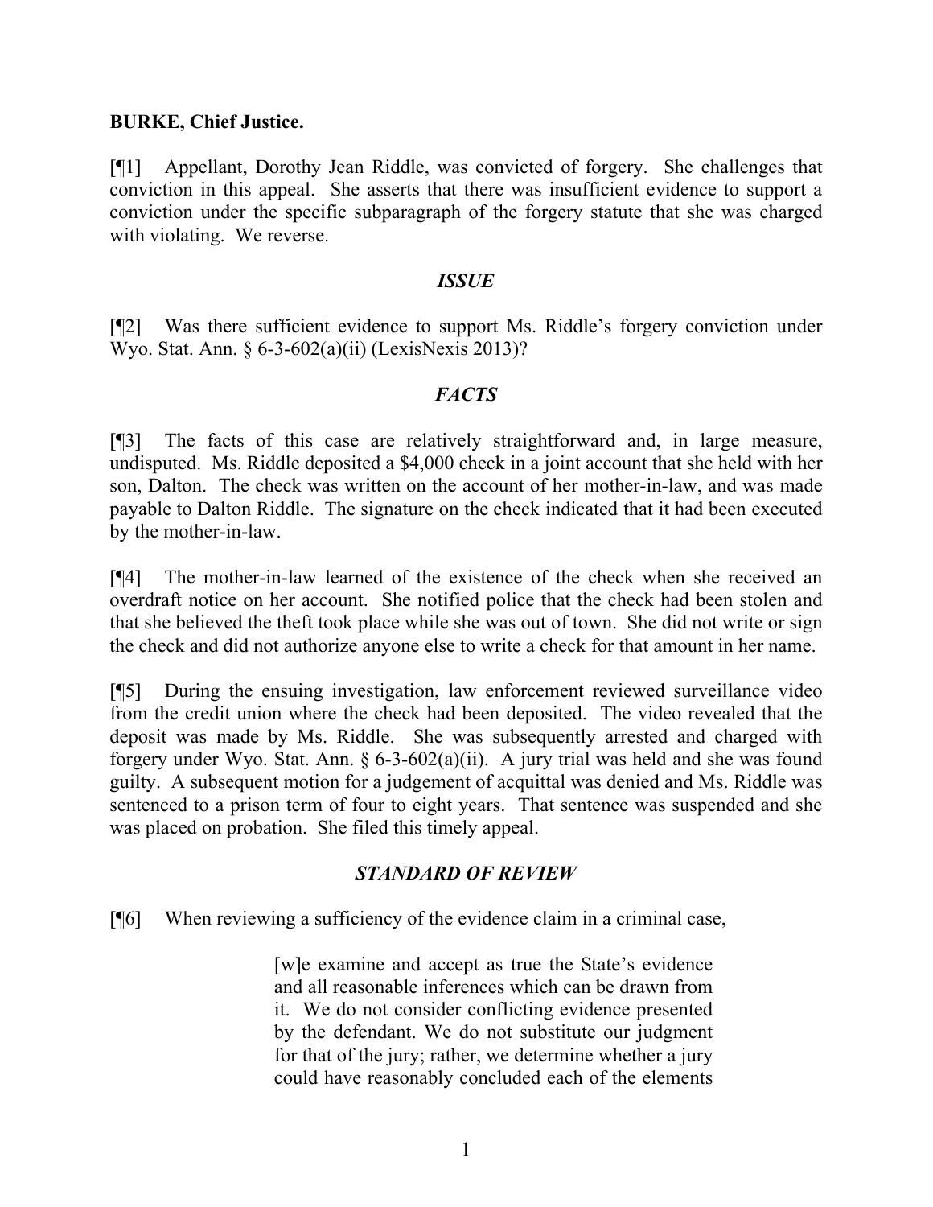**BURKE, Chief Justice.**

[¶1] Appellant, Dorothy Jean Riddle, was convicted of forgery. She challenges that conviction in this appeal. She asserts that there was insufficient evidence to support a conviction under the specific subparagraph of the forgery statute that she was charged with violating. We reverse.

## *ISSUE*

[¶2] Was there sufficient evidence to support Ms. Riddle's forgery conviction under Wyo. Stat. Ann. § 6-3-602(a)(ii) (LexisNexis 2013)?

## *FACTS*

[¶3] The facts of this case are relatively straightforward and, in large measure, undisputed. Ms. Riddle deposited a $4,000 check in a joint account that she held with her son, Dalton. The check was written on the account of her mother-in-law, and was made payable to Dalton Riddle. The signature on the check indicated that it had been executed by the mother-in-law.

[¶4] The mother-in-law learned of the existence of the check when she received an overdraft notice on her account. She notified police that the check had been stolen and that she believed the theft took place while she was out of town. She did not write or sign the check and did not authorize anyone else to write a check for that amount in her name.

[¶5] During the ensuing investigation, law enforcement reviewed surveillance video from the credit union where the check had been deposited. The video revealed that the deposit was made by Ms. Riddle. She was subsequently arrested and charged with forgery under Wyo. Stat. Ann. § 6-3-602(a)(ii). A jury trial was held and she was found guilty. A subsequent motion for a judgement of acquittal was denied and Ms. Riddle was sentenced to a prison term of four to eight years. That sentence was suspended and she was placed on probation. She filed this timely appeal.

## *STANDARD OF REVIEW*

[¶6] When reviewing a sufficiency of the evidence claim in a criminal case,

> [w]e examine and accept as true the State's evidence and all reasonable inferences which can be drawn from it. We do not consider conflicting evidence presented by the defendant. We do not substitute our judgment for that of the jury; rather, we determine whether a jury could have reasonably concluded each of the elements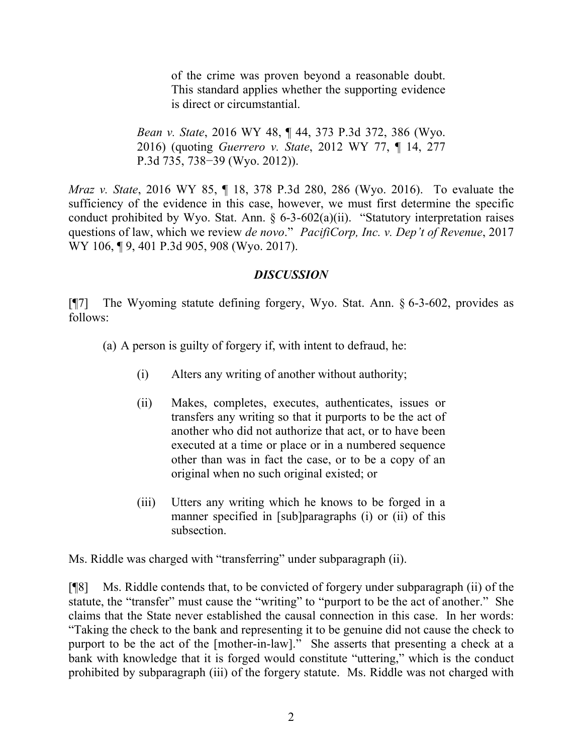> of the crime was proven beyond a reasonable doubt. This standard applies whether the supporting evidence is direct or circumstantial.
>
> *Bean v. State*, 2016 WY 48, ¶ 44, 373 P.3d 372, 386 (Wyo. 2016) (quoting *Guerrero v. State*, 2012 WY 77, ¶ 14, 277 P.3d 735, 738−39 (Wyo. 2012)).

*Mraz v. State*, 2016 WY 85, ¶ 18, 378 P.3d 280, 286 (Wyo. 2016). To evaluate the sufficiency of the evidence in this case, however, we must first determine the specific conduct prohibited by Wyo. Stat. Ann. § 6-3-602(a)(ii). "Statutory interpretation raises questions of law, which we review *de novo*." *PacifiCorp, Inc. v. Dep't of Revenue*, 2017 WY 106, ¶ 9, 401 P.3d 905, 908 (Wyo. 2017).

## *DISCUSSION*

[¶7] The Wyoming statute defining forgery, Wyo. Stat. Ann. § 6-3-602, provides as follows:

> (a) A person is guilty of forgery if, with intent to defraud, he:
>
> (i) Alters any writing of another without authority;
>
> (ii) Makes, completes, executes, authenticates, issues or transfers any writing so that it purports to be the act of another who did not authorize that act, or to have been executed at a time or place or in a numbered sequence other than was in fact the case, or to be a copy of an original when no such original existed; or
>
> (iii) Utters any writing which he knows to be forged in a manner specified in [sub]paragraphs (i) or (ii) of this subsection.

Ms. Riddle was charged with "transferring" under subparagraph (ii).

[¶8] Ms. Riddle contends that, to be convicted of forgery under subparagraph (ii) of the statute, the "transfer" must cause the "writing" to "purport to be the act of another." She claims that the State never established the causal connection in this case. In her words: "Taking the check to the bank and representing it to be genuine did not cause the check to purport to be the act of the [mother-in-law]." She asserts that presenting a check at a bank with knowledge that it is forged would constitute "uttering," which is the conduct prohibited by subparagraph (iii) of the forgery statute. Ms. Riddle was not charged with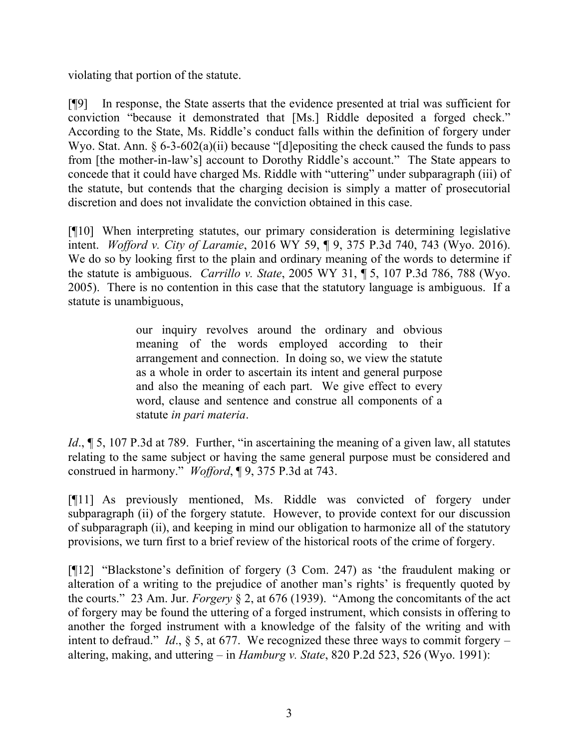violating that portion of the statute.

[¶9] In response, the State asserts that the evidence presented at trial was sufficient for conviction "because it demonstrated that [Ms.] Riddle deposited a forged check." According to the State, Ms. Riddle's conduct falls within the definition of forgery under Wyo. Stat. Ann. § 6-3-602(a)(ii) because "[d]epositing the check caused the funds to pass from [the mother-in-law's] account to Dorothy Riddle's account." The State appears to concede that it could have charged Ms. Riddle with "uttering" under subparagraph (iii) of the statute, but contends that the charging decision is simply a matter of prosecutorial discretion and does not invalidate the conviction obtained in this case.

[¶10] When interpreting statutes, our primary consideration is determining legislative intent. *Wofford v. City of Laramie*, 2016 WY 59, ¶ 9, 375 P.3d 740, 743 (Wyo. 2016). We do so by looking first to the plain and ordinary meaning of the words to determine if the statute is ambiguous. *Carrillo v. State*, 2005 WY 31, ¶ 5, 107 P.3d 786, 788 (Wyo. 2005). There is no contention in this case that the statutory language is ambiguous. If a statute is unambiguous,

> our inquiry revolves around the ordinary and obvious meaning of the words employed according to their arrangement and connection. In doing so, we view the statute as a whole in order to ascertain its intent and general purpose and also the meaning of each part. We give effect to every word, clause and sentence and construe all components of a statute *in pari materia*.

*Id*., ¶ 5, 107 P.3d at 789. Further, "in ascertaining the meaning of a given law, all statutes relating to the same subject or having the same general purpose must be considered and construed in harmony." *Wofford*, ¶ 9, 375 P.3d at 743.

[¶11] As previously mentioned, Ms. Riddle was convicted of forgery under subparagraph (ii) of the forgery statute. However, to provide context for our discussion of subparagraph (ii), and keeping in mind our obligation to harmonize all of the statutory provisions, we turn first to a brief review of the historical roots of the crime of forgery.

[¶12] "Blackstone's definition of forgery (3 Com. 247) as 'the fraudulent making or alteration of a writing to the prejudice of another man's rights' is frequently quoted by the courts." 23 Am. Jur. *Forgery* § 2, at 676 (1939). "Among the concomitants of the act of forgery may be found the uttering of a forged instrument, which consists in offering to another the forged instrument with a knowledge of the falsity of the writing and with intent to defraud." *Id*., § 5, at 677. We recognized these three ways to commit forgery – altering, making, and uttering – in *Hamburg v. State*, 820 P.2d 523, 526 (Wyo. 1991):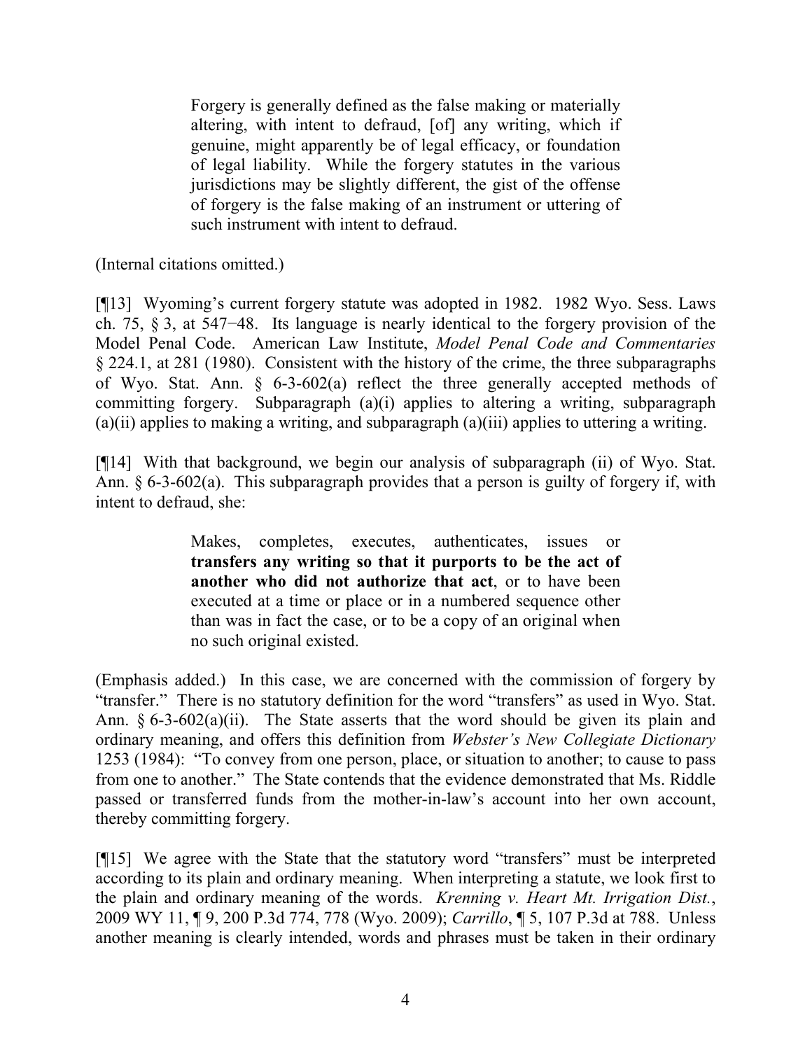> Forgery is generally defined as the false making or materially altering, with intent to defraud, [of] any writing, which if genuine, might apparently be of legal efficacy, or foundation of legal liability. While the forgery statutes in the various jurisdictions may be slightly different, the gist of the offense of forgery is the false making of an instrument or uttering of such instrument with intent to defraud.

(Internal citations omitted.)

[¶13] Wyoming's current forgery statute was adopted in 1982. 1982 Wyo. Sess. Laws ch. 75, § 3, at 547−48. Its language is nearly identical to the forgery provision of the Model Penal Code. American Law Institute, *Model Penal Code and Commentaries* § 224.1, at 281 (1980). Consistent with the history of the crime, the three subparagraphs of Wyo. Stat. Ann. § 6-3-602(a) reflect the three generally accepted methods of committing forgery. Subparagraph (a)(i) applies to altering a writing, subparagraph (a)(ii) applies to making a writing, and subparagraph (a)(iii) applies to uttering a writing.

[¶14] With that background, we begin our analysis of subparagraph (ii) of Wyo. Stat. Ann. § 6-3-602(a). This subparagraph provides that a person is guilty of forgery if, with intent to defraud, she:

> Makes, completes, executes, authenticates, issues or **transfers any writing so that it purports to be the act of another who did not authorize that act**, or to have been executed at a time or place or in a numbered sequence other than was in fact the case, or to be a copy of an original when no such original existed.

(Emphasis added.) In this case, we are concerned with the commission of forgery by "transfer." There is no statutory definition for the word "transfers" as used in Wyo. Stat. Ann. § 6-3-602(a)(ii). The State asserts that the word should be given its plain and ordinary meaning, and offers this definition from *Webster's New Collegiate Dictionary* 1253 (1984): "To convey from one person, place, or situation to another; to cause to pass from one to another." The State contends that the evidence demonstrated that Ms. Riddle passed or transferred funds from the mother-in-law's account into her own account, thereby committing forgery.

[¶15] We agree with the State that the statutory word "transfers" must be interpreted according to its plain and ordinary meaning. When interpreting a statute, we look first to the plain and ordinary meaning of the words. *Krenning v. Heart Mt. Irrigation Dist.*, 2009 WY 11, ¶ 9, 200 P.3d 774, 778 (Wyo. 2009); *Carrillo*, ¶ 5, 107 P.3d at 788. Unless another meaning is clearly intended, words and phrases must be taken in their ordinary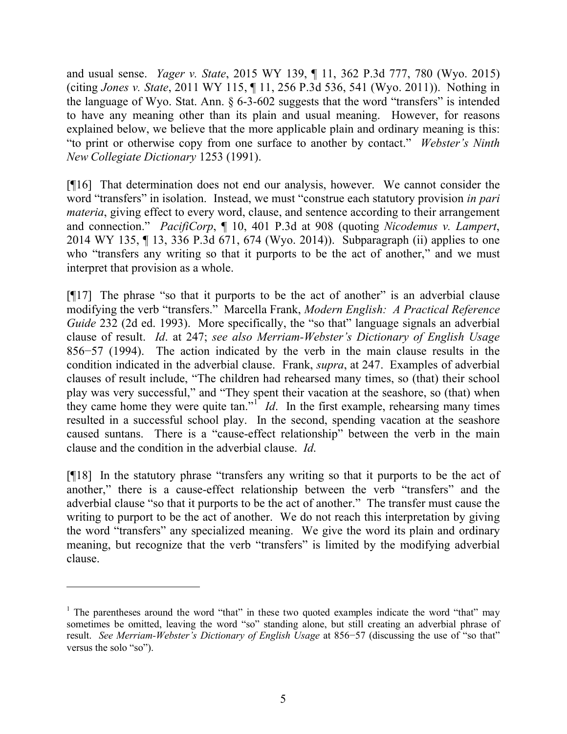and usual sense. *Yager v. State*, 2015 WY 139, ¶ 11, 362 P.3d 777, 780 (Wyo. 2015) (citing *Jones v. State*, 2011 WY 115, ¶ 11, 256 P.3d 536, 541 (Wyo. 2011)). Nothing in the language of Wyo. Stat. Ann. § 6-3-602 suggests that the word "transfers" is intended to have any meaning other than its plain and usual meaning. However, for reasons explained below, we believe that the more applicable plain and ordinary meaning is this: "to print or otherwise copy from one surface to another by contact." *Webster's Ninth New Collegiate Dictionary* 1253 (1991).

[¶16] That determination does not end our analysis, however. We cannot consider the word "transfers" in isolation. Instead, we must "construe each statutory provision *in pari materia*, giving effect to every word, clause, and sentence according to their arrangement and connection." *PacifiCorp*, ¶ 10, 401 P.3d at 908 (quoting *Nicodemus v. Lampert*, 2014 WY 135, ¶ 13, 336 P.3d 671, 674 (Wyo. 2014)). Subparagraph (ii) applies to one who "transfers any writing so that it purports to be the act of another," and we must interpret that provision as a whole.

[¶17] The phrase "so that it purports to be the act of another" is an adverbial clause modifying the verb "transfers." Marcella Frank, *Modern English: A Practical Reference Guide* 232 (2d ed. 1993). More specifically, the "so that" language signals an adverbial clause of result. *Id*. at 247; *see also Merriam-Webster's Dictionary of English Usage* 856−57 (1994). The action indicated by the verb in the main clause results in the condition indicated in the adverbial clause. Frank, *supra*, at 247. Examples of adverbial clauses of result include, "The children had rehearsed many times, so (that) their school play was very successful," and "They spent their vacation at the seashore, so (that) when they came home they were quite tan."[1] *Id*. In the first example, rehearsing many times resulted in a successful school play. In the second, spending vacation at the seashore caused suntans. There is a "cause-effect relationship" between the verb in the main clause and the condition in the adverbial clause. *Id*.

[¶18] In the statutory phrase "transfers any writing so that it purports to be the act of another," there is a cause-effect relationship between the verb "transfers" and the adverbial clause "so that it purports to be the act of another." The transfer must cause the writing to purport to be the act of another. We do not reach this interpretation by giving the word "transfers" any specialized meaning. We give the word its plain and ordinary meaning, but recognize that the verb "transfers" is limited by the modifying adverbial clause.

---

[1] The parentheses around the word "that" in these two quoted examples indicate the word "that" may sometimes be omitted, leaving the word "so" standing alone, but still creating an adverbial phrase of result. *See Merriam-Webster's Dictionary of English Usage* at 856−57 (discussing the use of "so that" versus the solo "so").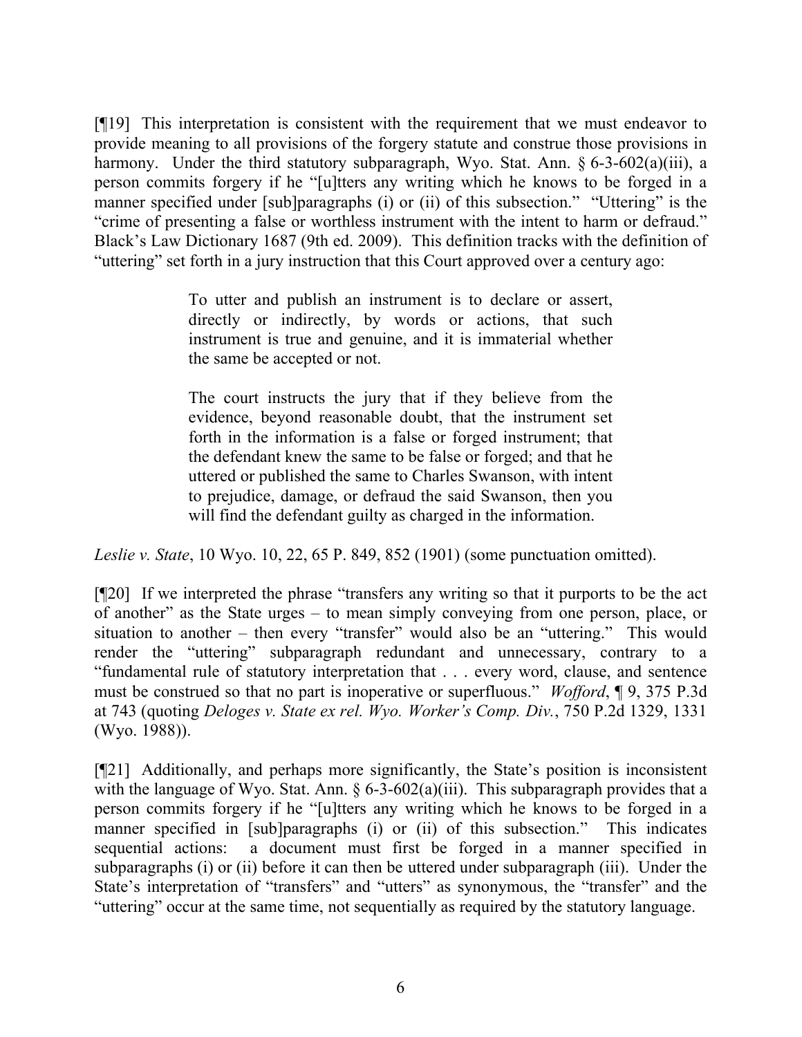[¶19] This interpretation is consistent with the requirement that we must endeavor to provide meaning to all provisions of the forgery statute and construe those provisions in harmony. Under the third statutory subparagraph, Wyo. Stat. Ann. § 6-3-602(a)(iii), a person commits forgery if he "[u]tters any writing which he knows to be forged in a manner specified under [sub]paragraphs (i) or (ii) of this subsection." "Uttering" is the "crime of presenting a false or worthless instrument with the intent to harm or defraud." Black's Law Dictionary 1687 (9th ed. 2009). This definition tracks with the definition of "uttering" set forth in a jury instruction that this Court approved over a century ago:

> To utter and publish an instrument is to declare or assert, directly or indirectly, by words or actions, that such instrument is true and genuine, and it is immaterial whether the same be accepted or not.
>
> The court instructs the jury that if they believe from the evidence, beyond reasonable doubt, that the instrument set forth in the information is a false or forged instrument; that the defendant knew the same to be false or forged; and that he uttered or published the same to Charles Swanson, with intent to prejudice, damage, or defraud the said Swanson, then you will find the defendant guilty as charged in the information.

*Leslie v. State*, 10 Wyo. 10, 22, 65 P. 849, 852 (1901) (some punctuation omitted).

[¶20] If we interpreted the phrase "transfers any writing so that it purports to be the act of another" as the State urges – to mean simply conveying from one person, place, or situation to another – then every "transfer" would also be an "uttering." This would render the "uttering" subparagraph redundant and unnecessary, contrary to a "fundamental rule of statutory interpretation that . . . every word, clause, and sentence must be construed so that no part is inoperative or superfluous." *Wofford*, ¶ 9, 375 P.3d at 743 (quoting *Deloges v. State ex rel. Wyo. Worker's Comp. Div.*, 750 P.2d 1329, 1331 (Wyo. 1988)).

[¶21] Additionally, and perhaps more significantly, the State's position is inconsistent with the language of Wyo. Stat. Ann. § 6-3-602(a)(iii). This subparagraph provides that a person commits forgery if he "[u]tters any writing which he knows to be forged in a manner specified in [sub]paragraphs (i) or (ii) of this subsection." This indicates sequential actions: a document must first be forged in a manner specified in subparagraphs (i) or (ii) before it can then be uttered under subparagraph (iii). Under the State's interpretation of "transfers" and "utters" as synonymous, the "transfer" and the "uttering" occur at the same time, not sequentially as required by the statutory language.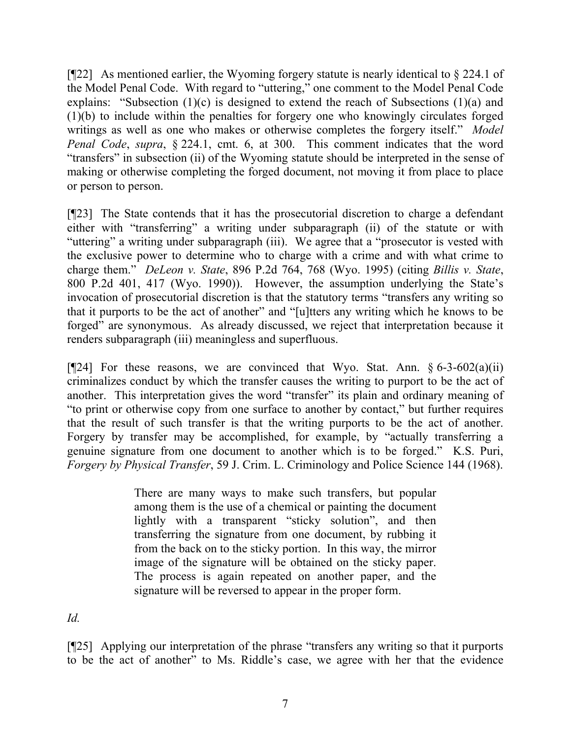[¶22] As mentioned earlier, the Wyoming forgery statute is nearly identical to § 224.1 of the Model Penal Code. With regard to "uttering," one comment to the Model Penal Code explains: "Subsection (1)(c) is designed to extend the reach of Subsections (1)(a) and (1)(b) to include within the penalties for forgery one who knowingly circulates forged writings as well as one who makes or otherwise completes the forgery itself." *Model Penal Code*, *supra*, § 224.1, cmt. 6, at 300. This comment indicates that the word "transfers" in subsection (ii) of the Wyoming statute should be interpreted in the sense of making or otherwise completing the forged document, not moving it from place to place or person to person.

[¶23] The State contends that it has the prosecutorial discretion to charge a defendant either with "transferring" a writing under subparagraph (ii) of the statute or with "uttering" a writing under subparagraph (iii). We agree that a "prosecutor is vested with the exclusive power to determine who to charge with a crime and with what crime to charge them." *DeLeon v. State*, 896 P.2d 764, 768 (Wyo. 1995) (citing *Billis v. State*, 800 P.2d 401, 417 (Wyo. 1990)). However, the assumption underlying the State's invocation of prosecutorial discretion is that the statutory terms "transfers any writing so that it purports to be the act of another" and "[u]tters any writing which he knows to be forged" are synonymous. As already discussed, we reject that interpretation because it renders subparagraph (iii) meaningless and superfluous.

[¶24] For these reasons, we are convinced that Wyo. Stat. Ann. § 6-3-602(a)(ii) criminalizes conduct by which the transfer causes the writing to purport to be the act of another. This interpretation gives the word "transfer" its plain and ordinary meaning of "to print or otherwise copy from one surface to another by contact," but further requires that the result of such transfer is that the writing purports to be the act of another. Forgery by transfer may be accomplished, for example, by "actually transferring a genuine signature from one document to another which is to be forged." K.S. Puri, *Forgery by Physical Transfer*, 59 J. Crim. L. Criminology and Police Science 144 (1968).

> There are many ways to make such transfers, but popular among them is the use of a chemical or painting the document lightly with a transparent "sticky solution", and then transferring the signature from one document, by rubbing it from the back on to the sticky portion. In this way, the mirror image of the signature will be obtained on the sticky paper. The process is again repeated on another paper, and the signature will be reversed to appear in the proper form.

*Id.*

[¶25] Applying our interpretation of the phrase "transfers any writing so that it purports to be the act of another" to Ms. Riddle's case, we agree with her that the evidence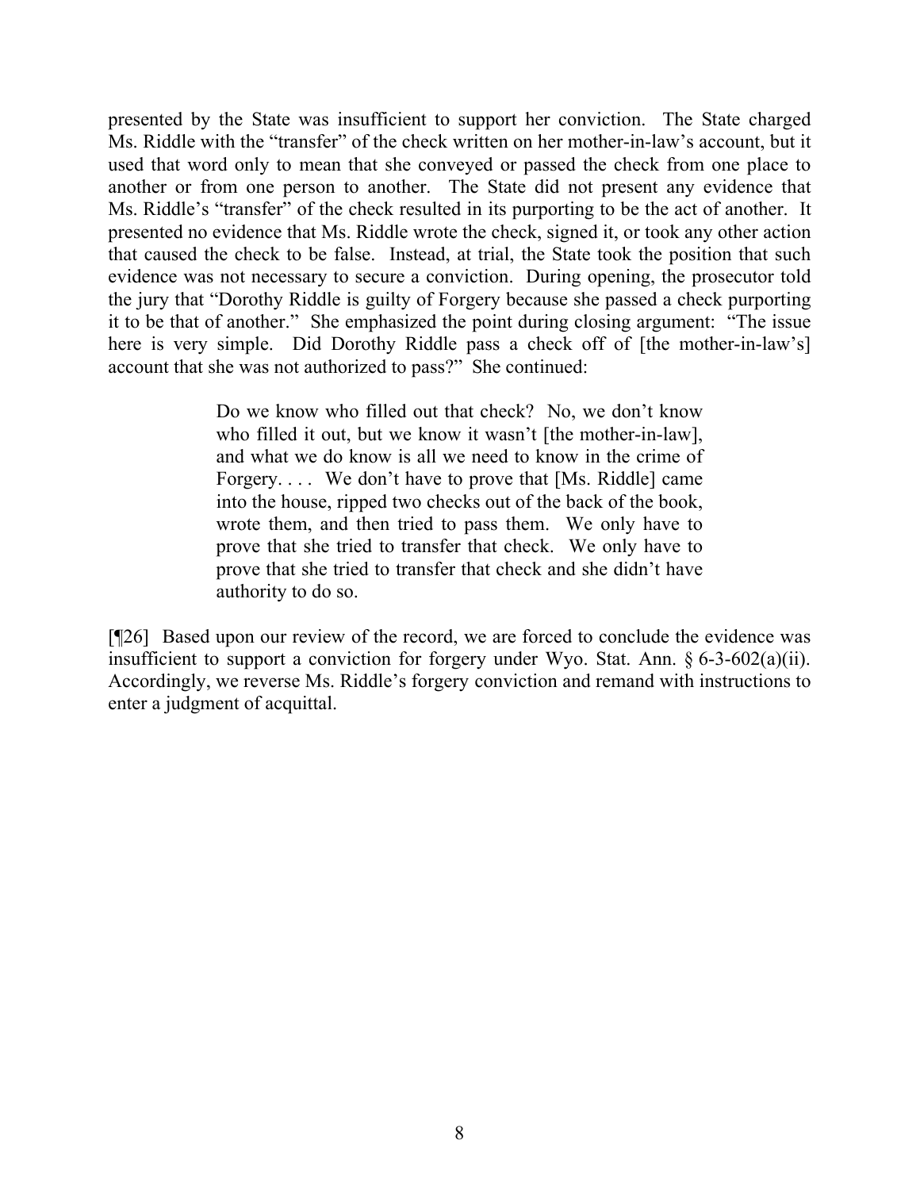presented by the State was insufficient to support her conviction. The State charged Ms. Riddle with the "transfer" of the check written on her mother-in-law's account, but it used that word only to mean that she conveyed or passed the check from one place to another or from one person to another. The State did not present any evidence that Ms. Riddle's "transfer" of the check resulted in its purporting to be the act of another. It presented no evidence that Ms. Riddle wrote the check, signed it, or took any other action that caused the check to be false. Instead, at trial, the State took the position that such evidence was not necessary to secure a conviction. During opening, the prosecutor told the jury that "Dorothy Riddle is guilty of Forgery because she passed a check purporting it to be that of another." She emphasized the point during closing argument: "The issue here is very simple. Did Dorothy Riddle pass a check off of [the mother-in-law's] account that she was not authorized to pass?" She continued:

> Do we know who filled out that check? No, we don't know who filled it out, but we know it wasn't [the mother-in-law], and what we do know is all we need to know in the crime of Forgery. . . . We don't have to prove that [Ms. Riddle] came into the house, ripped two checks out of the back of the book, wrote them, and then tried to pass them. We only have to prove that she tried to transfer that check. We only have to prove that she tried to transfer that check and she didn't have authority to do so.

[¶26] Based upon our review of the record, we are forced to conclude the evidence was insufficient to support a conviction for forgery under Wyo. Stat. Ann. § 6-3-602(a)(ii). Accordingly, we reverse Ms. Riddle's forgery conviction and remand with instructions to enter a judgment of acquittal.